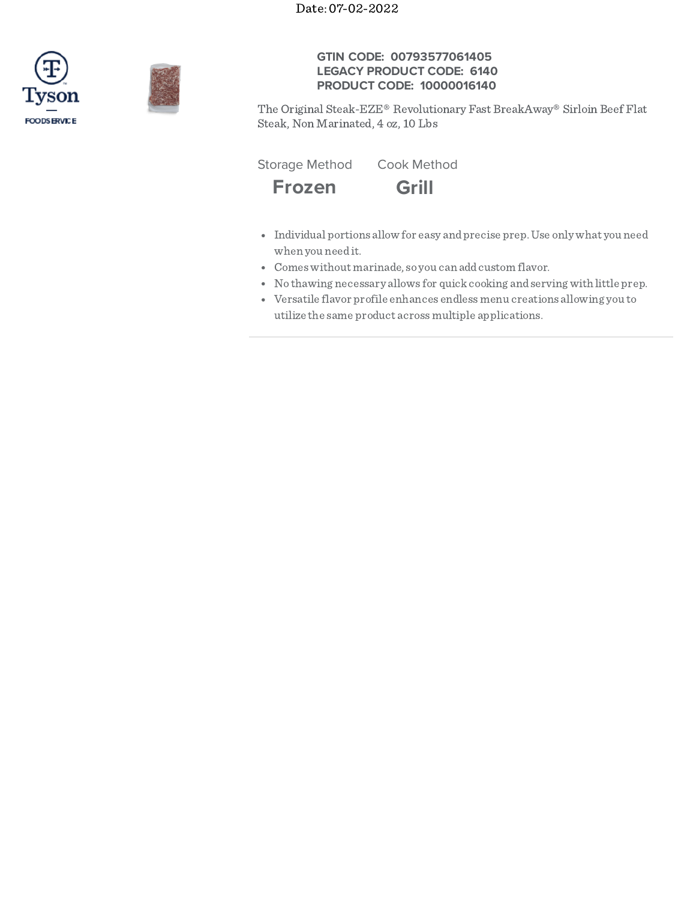Date: 07-02-2022

Tyson FOODSERVICE

**GTIN CODE: 00793577061405**
**LEGACY PRODUCT CODE: 6140**
**PRODUCT CODE: 10000016140**

The Original Steak-EZE® Revolutionary Fast BreakAway® Sirloin Beef Flat Steak, Non Marinated, 4 oz, 10 Lbs

| Storage Method | Cook Method |
| --- | --- |
| **Frozen** | **Grill** |

- Individual portions allow for easy and precise prep. Use only what you need when you need it.
- Comes without marinade, so you can add custom flavor.
- No thawing necessary allows for quick cooking and serving with little prep.
- Versatile flavor profile enhances endless menu creations allowing you to utilize the same product across multiple applications.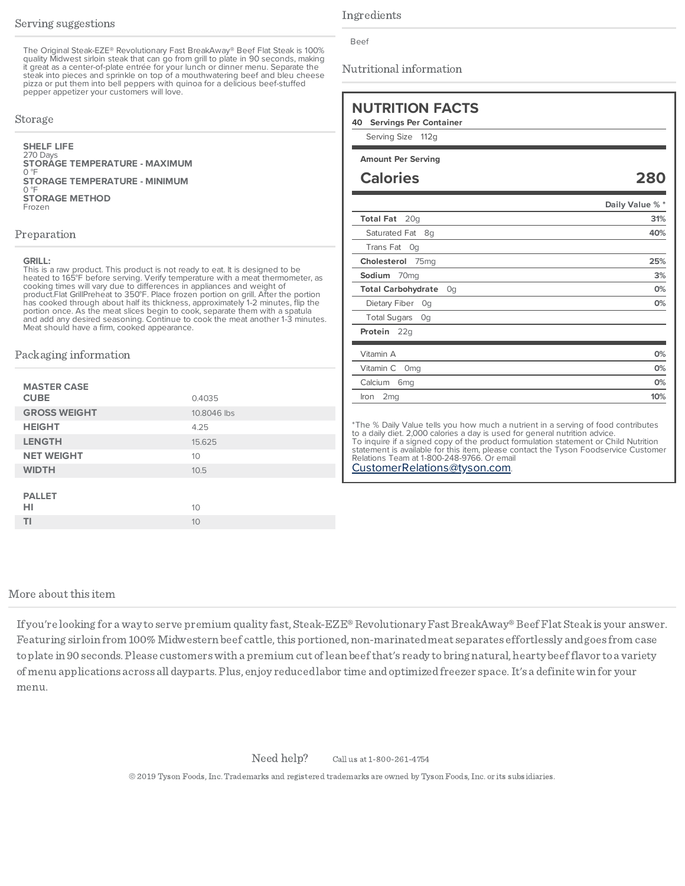## Serving suggestions

The Original Steak-EZE® Revolutionary Fast BreakAway® Beef Flat Steak is 100% quality Midwest sirloin steak that can go from grill to plate in 90 seconds, making it great as a center-of-plate entrée for your lunch or dinner menu. Separate the steak into pieces and sprinkle on top of a mouthwatering beef and bleu cheese pizza or put them into bell peppers with quinoa for a delicious beef-stuffed pepper appetizer your customers will love.

## Storage

**SHELF LIFE**
270 Days
**STORAGE TEMPERATURE - MAXIMUM**
0 °F
**STORAGE TEMPERATURE - MINIMUM**
0 °F
**STORAGE METHOD**
Frozen

## Preparation

**GRILL:**
This is a raw product. This product is not ready to eat. It is designed to be heated to 165°F before serving. Verify temperature with a meat thermometer, as cooking times will vary due to differences in appliances and weight of product.Flat GrillPreheat to 350°F. Place frozen portion on grill. After the portion has cooked through about half its thickness, approximately 1-2 minutes, flip the portion once. As the meat slices begin to cook, separate them with a spatula and add any desired seasoning. Continue to cook the meat another 1-3 minutes. Meat should have a firm, cooked appearance.

## Packaging information

| MASTER CASE | |
|---|---|
| CUBE | 0.4035 |
| GROSS WEIGHT | 10.8046 lbs |
| HEIGHT | 4.25 |
| LENGTH | 15.625 |
| NET WEIGHT | 10 |
| WIDTH | 10.5 |

| PALLET | |
|---|---|
| HI | 10 |
| TI | 10 |

## Ingredients

Beef

## Nutritional information

**NUTRITION FACTS**
**40 Servings Per Container**
Serving Size 112g

**Amount Per Serving**
**Calories 280**

| | Daily Value % * |
|---|---|
| **Total Fat** 20g | **31%** |
| Saturated Fat 8g | **40%** |
| Trans Fat 0g | |
| **Cholesterol** 75mg | **25%** |
| **Sodium** 70mg | **3%** |
| **Total Carbohydrate** 0g | **0%** |
| Dietary Fiber 0g | **0%** |
| Total Sugars 0g | |
| **Protein** 22g | |
| Vitamin A | **0%** |
| Vitamin C 0mg | **0%** |
| Calcium 6mg | **0%** |
| Iron 2mg | **10%** |

*The % Daily Value tells you how much a nutrient in a serving of food contributes to a daily diet. 2,000 calories a day is used for general nutrition advice.
To inquire if a signed copy of the product formulation statement or Child Nutrition statement is available for this item, please contact the Tyson Foodservice Customer Relations Team at 1-800-248-9766. Or email CustomerRelations@tyson.com.

## More about this item

If you're looking for a way to serve premium quality fast, Steak-EZE® Revolutionary Fast BreakAway® Beef Flat Steak is your answer. Featuring sirloin from 100% Midwestern beef cattle, this portioned, non-marinated meat separates effortlessly and goes from case to plate in 90 seconds. Please customers with a premium cut of lean beef that's ready to bring natural, hearty beef flavor to a variety of menu applications across all dayparts. Plus, enjoy reduced labor time and optimized freezer space. It's a definite win for your menu.

Need help? Call us at 1-800-261-4754

© 2019 Tyson Foods, Inc. Trademarks and registered trademarks are owned by Tyson Foods, Inc. or its subsidiaries.